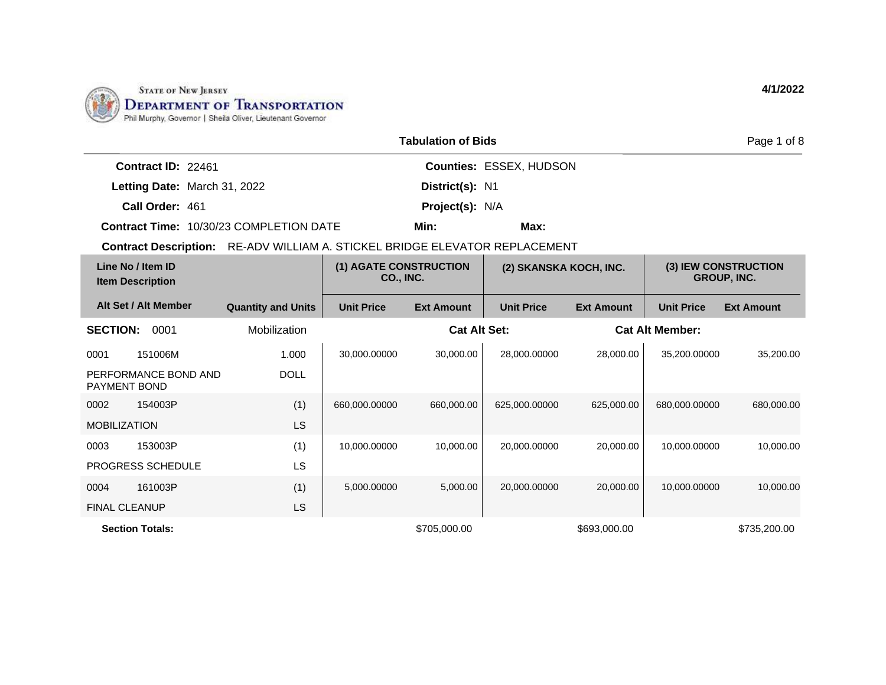STATE OF NEW JERSEY
**DEPARTMENT OF TRANSPORTATION**
Phil Murphy, Governor | Sheila Oliver, Lieutenant Governor

**4/1/2022**

## Tabulation of Bids

**Contract ID:** 22461
**Letting Date:** March 31, 2022
**Call Order:** 461
**Contract Time:** 10/30/23 COMPLETION DATE

**Counties:** ESSEX, HUDSON
**District(s):** N1
**Project(s):** N/A
**Min:**
**Max:**

**Contract Description:** RE-ADV WILLIAM A. STICKEL BRIDGE ELEVATOR REPLACEMENT

| Line No / Item ID / Item Description | | (1) AGATE CONSTRUCTION CO., INC. | | (2) SKANSKA KOCH, INC. | | (3) IEW CONSTRUCTION GROUP, INC. | |
|---|---|---|---|---|---|---|---|
| **Alt Set / Alt Member** | **Quantity and Units** | **Unit Price** | **Ext Amount** | **Unit Price** | **Ext Amount** | **Unit Price** | **Ext Amount** |
| **SECTION: 0001** | Mobilization | | **Cat Alt Set:** | | **Cat Alt Member:** | | |
| 0001 151006M PERFORMANCE BOND AND PAYMENT BOND | 1.000 DOLL | 30,000.00000 | 30,000.00 | 28,000.00000 | 28,000.00 | 35,200.00000 | 35,200.00 |
| 0002 154003P MOBILIZATION | (1) LS | 660,000.00000 | 660,000.00 | 625,000.00000 | 625,000.00 | 680,000.00000 | 680,000.00 |
| 0003 153003P PROGRESS SCHEDULE | (1) LS | 10,000.00000 | 10,000.00 | 20,000.00000 | 20,000.00 | 10,000.00000 | 10,000.00 |
| 0004 161003P FINAL CLEANUP | (1) LS | 5,000.00000 | 5,000.00 | 20,000.00000 | 20,000.00 | 10,000.00000 | 10,000.00 |
| **Section Totals:** | | | $705,000.00 | | $693,000.00 | | $735,200.00 |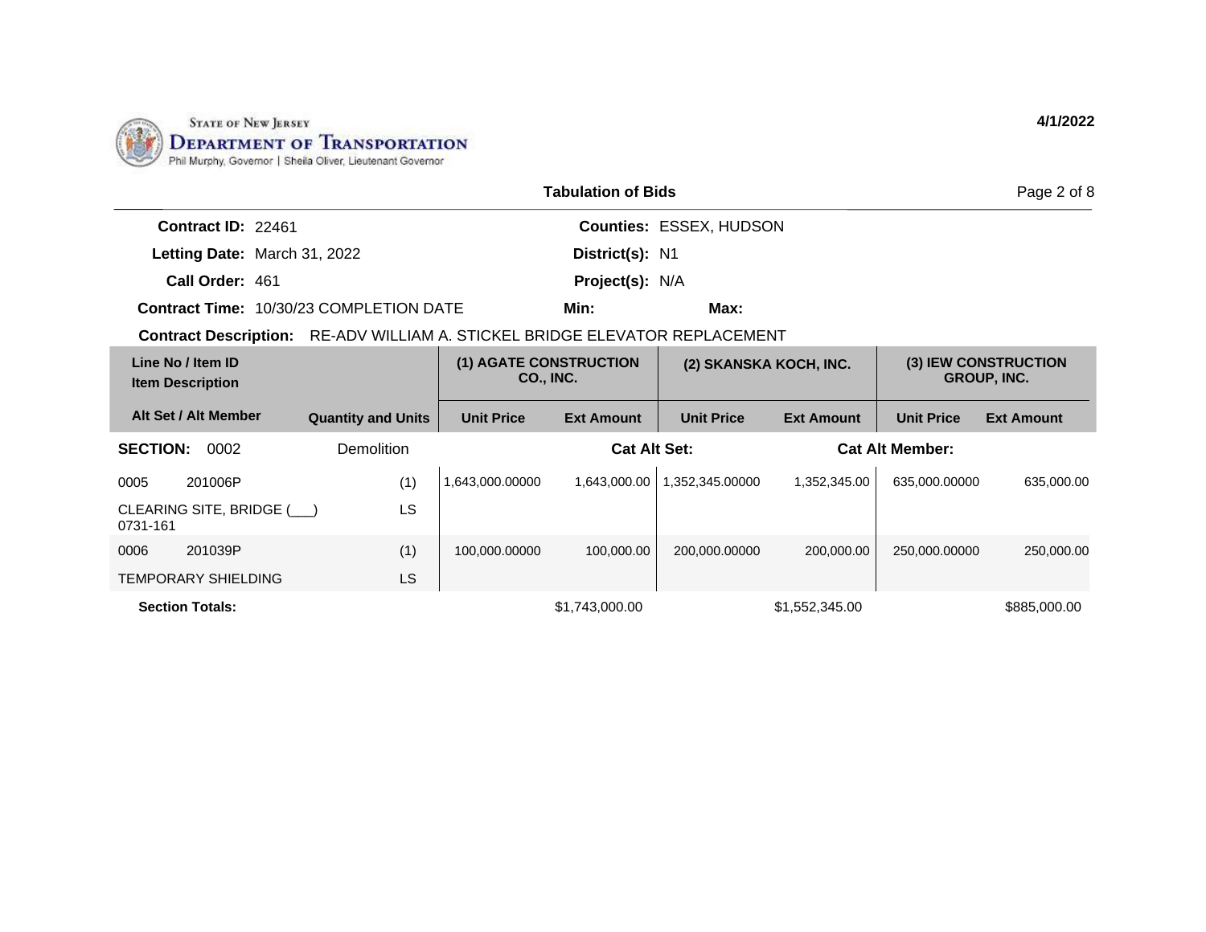STATE OF NEW JERSEY
**DEPARTMENT OF TRANSPORTATION**
Phil Murphy, Governor | Sheila Oliver, Lieutenant Governor

**4/1/2022**

## Tabulation of Bids

**Contract ID:** 22461
**Letting Date:** March 31, 2022
**Call Order:** 461
**Contract Time:** 10/30/23 COMPLETION DATE
**Counties:** ESSEX, HUDSON
**District(s):** N1
**Project(s):** N/A
**Min:**
**Max:**

**Contract Description:** RE-ADV WILLIAM A. STICKEL BRIDGE ELEVATOR REPLACEMENT

| Line No / Item ID / Item Description | | Quantity and Units | (1) AGATE CONSTRUCTION CO., INC. | | (2) SKANSKA KOCH, INC. | | (3) IEW CONSTRUCTION GROUP, INC. | |
|---|---|---|---|---|---|---|---|---|
| Alt Set / Alt Member | | | Unit Price | Ext Amount | Unit Price | Ext Amount | Unit Price | Ext Amount |
| **SECTION:** 0002 | Demolition | | | **Cat Alt Set:** | | | **Cat Alt Member:** | |
| 0005 | 201006P | (1) | 1,643,000.00000 | 1,643,000.00 | 1,352,345.00000 | 1,352,345.00 | 635,000.00000 | 635,000.00 |
| CLEARING SITE, BRIDGE (___) 0731-161 | | LS | | | | | | |
| 0006 | 201039P | (1) | 100,000.00000 | 100,000.00 | 200,000.00000 | 200,000.00 | 250,000.00000 | 250,000.00 |
| TEMPORARY SHIELDING | | LS | | | | | | |
| **Section Totals:** | | | | $1,743,000.00 | | $1,552,345.00 | | $885,000.00 |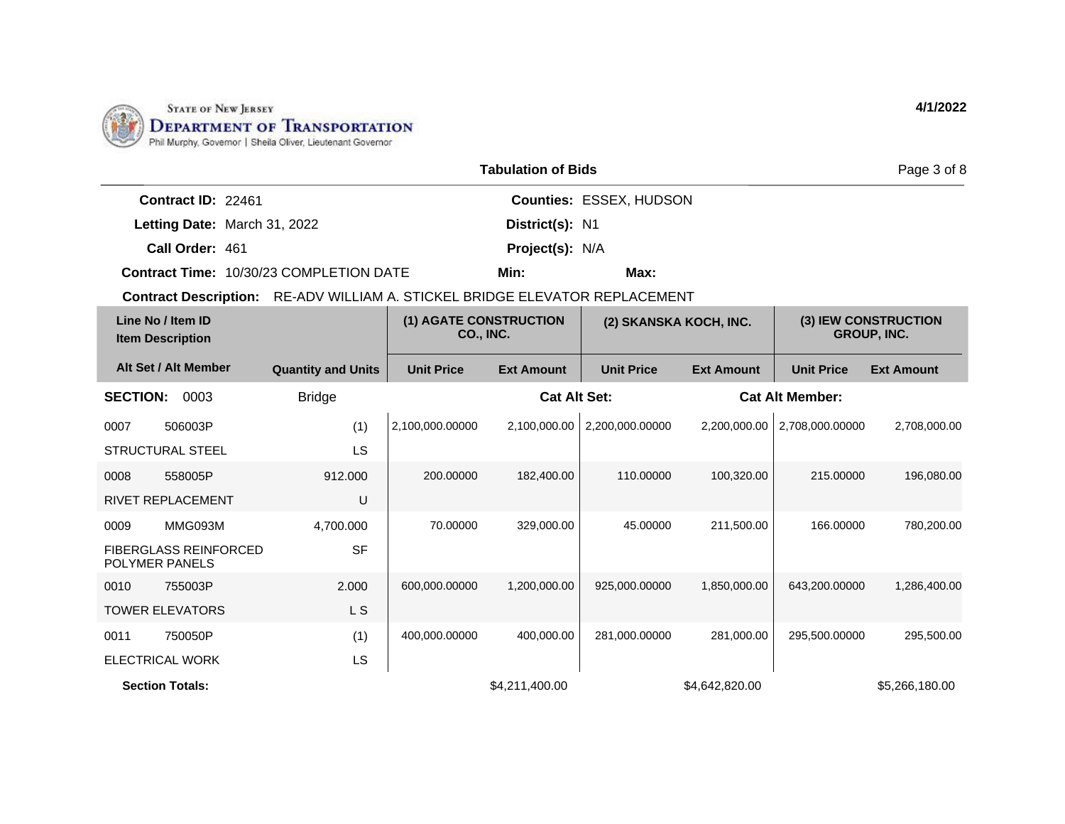STATE OF NEW JERSEY
DEPARTMENT OF TRANSPORTATION
Phil Murphy, Governor | Sheila Oliver, Lieutenant Governor

4/1/2022

## Tabulation of Bids

**Contract ID:** 22461
**Letting Date:** March 31, 2022
**Call Order:** 461
**Contract Time:** 10/30/23 COMPLETION DATE
**Counties:** ESSEX, HUDSON
**District(s):** N1
**Project(s):** N/A
**Min:**
**Max:**

**Contract Description:** RE-ADV WILLIAM A. STICKEL BRIDGE ELEVATOR REPLACEMENT

| Line No / Item ID | Item Description | Quantity and Units | (1) AGATE CONSTRUCTION CO., INC. | | (2) SKANSKA KOCH, INC. | | (3) IEW CONSTRUCTION GROUP, INC. | |
|---|---|---|---|---|---|---|---|---|
| Alt Set / Alt Member | | | Unit Price | Ext Amount | Unit Price | Ext Amount | Unit Price | Ext Amount |
| **SECTION: 0003** | | Bridge | | **Cat Alt Set:** | | **Cat Alt Member:** | | |
| 0007 506003P | STRUCTURAL STEEL | (1) LS | 2,100,000.00000 | 2,100,000.00 | 2,200,000.00000 | 2,200,000.00 | 2,708,000.00000 | 2,708,000.00 |
| 0008 558005P | RIVET REPLACEMENT | 912.000 U | 200.00000 | 182,400.00 | 110.00000 | 100,320.00 | 215.00000 | 196,080.00 |
| 0009 MMG093M | FIBERGLASS REINFORCED POLYMER PANELS | 4,700.000 SF | 70.00000 | 329,000.00 | 45.00000 | 211,500.00 | 166.00000 | 780,200.00 |
| 0010 755003P | TOWER ELEVATORS | 2.000 L S | 600,000.00000 | 1,200,000.00 | 925,000.00000 | 1,850,000.00 | 643,200.00000 | 1,286,400.00 |
| 0011 750050P | ELECTRICAL WORK | (1) LS | 400,000.00000 | 400,000.00 | 281,000.00000 | 281,000.00 | 295,500.00000 | 295,500.00 |
| **Section Totals:** | | | | $4,211,400.00 | | $4,642,820.00 | | $5,266,180.00 |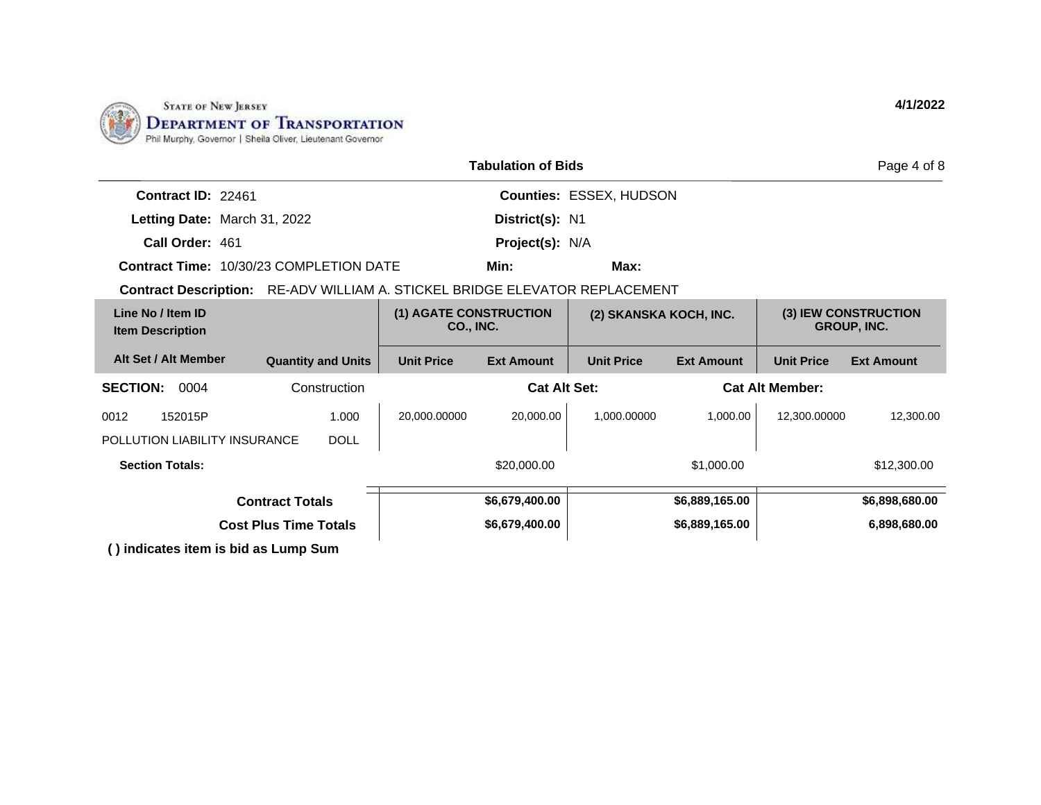STATE OF NEW JERSEY
DEPARTMENT OF TRANSPORTATION
Phil Murphy, Governor | Sheila Oliver, Lieutenant Governor

4/1/2022

## Tabulation of Bids

**Contract ID:** 22461
**Letting Date:** March 31, 2022
**Call Order:** 461
**Contract Time:** 10/30/23 COMPLETION DATE

**Counties:** ESSEX, HUDSON
**District(s):** N1
**Project(s):** N/A
**Min:** **Max:**

**Contract Description:** RE-ADV WILLIAM A. STICKEL BRIDGE ELEVATOR REPLACEMENT

| Line No / Item ID<br>Item Description | | (1) AGATE CONSTRUCTION CO., INC. | | (2) SKANSKA KOCH, INC. | | (3) IEW CONSTRUCTION GROUP, INC. | |
|---|---|---|---|---|---|---|---|
| **Alt Set / Alt Member** | **Quantity and Units** | **Unit Price** | **Ext Amount** | **Unit Price** | **Ext Amount** | **Unit Price** | **Ext Amount** |
| **SECTION:** 0004 | Construction | | **Cat Alt Set:** | | **Cat Alt Member:** | | |
| 0012 152015P<br>POLLUTION LIABILITY INSURANCE | 1.000<br>DOLL | 20,000.00000 | 20,000.00 | 1,000.00000 | 1,000.00 | 12,300.00000 | 12,300.00 |
| **Section Totals:** | | | $20,000.00 | | $1,000.00 | | $12,300.00 |
| **Contract Totals** | | | **$6,679,400.00** | | **$6,889,165.00** | | **$6,898,680.00** |
| **Cost Plus Time Totals** | | | **$6,679,400.00** | | **$6,889,165.00** | | **6,898,680.00** |

**( ) indicates item is bid as Lump Sum**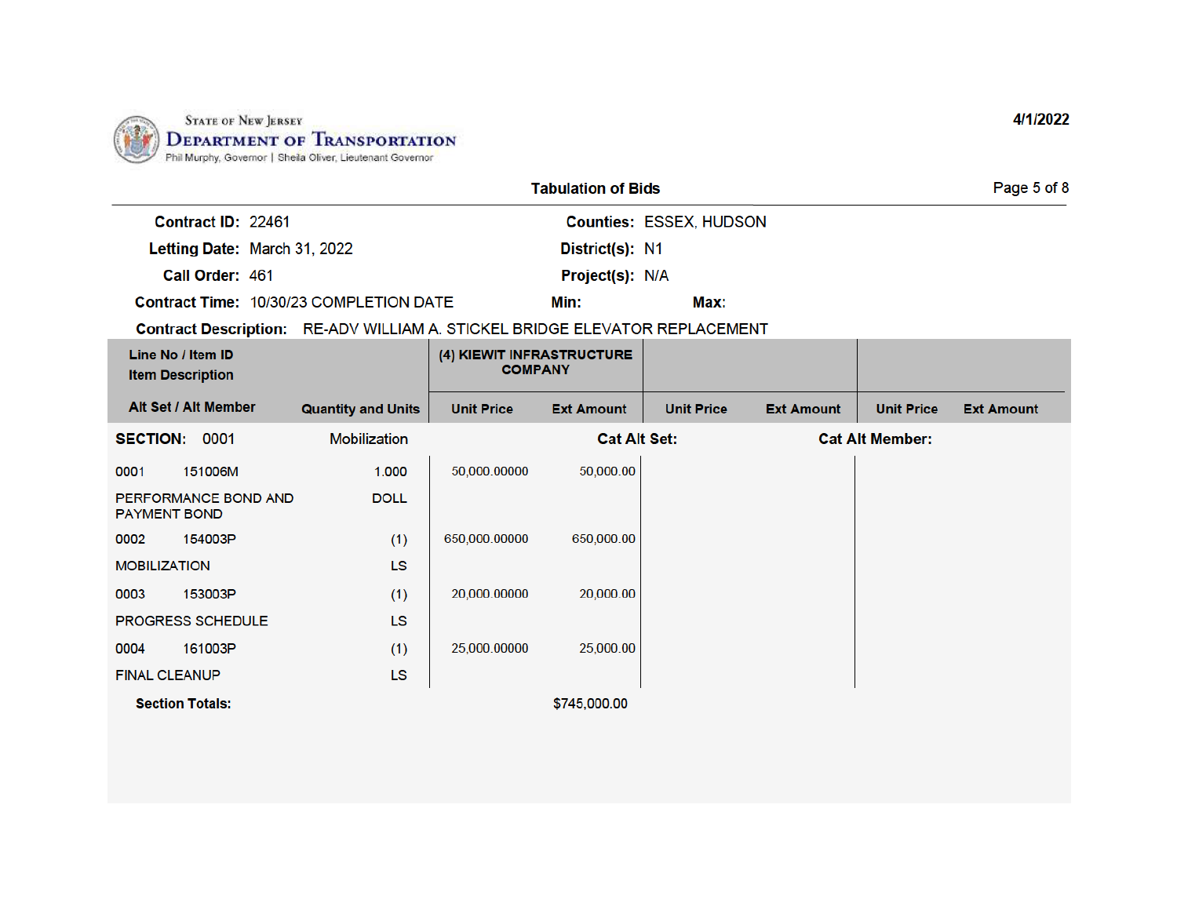STATE OF NEW JERSEY
DEPARTMENT OF TRANSPORTATION
Phil Murphy, Governor | Sheila Oliver, Lieutenant Governor

4/1/2022

## Tabulation of Bids

**Contract ID:** 22461
**Counties:** ESSEX, HUDSON
**Letting Date:** March 31, 2022
**District(s):** N1
**Call Order:** 461
**Project(s):** N/A
**Contract Time:** 10/30/23 COMPLETION DATE
**Min:**
**Max:**
**Contract Description:** RE-ADV WILLIAM A. STICKEL BRIDGE ELEVATOR REPLACEMENT

| Line No / Item ID<br>Item Description<br>Alt Set / Alt Member | Quantity and Units | (4) KIEWIT INFRASTRUCTURE COMPANY<br>Unit Price | Ext Amount | Unit Price | Ext Amount | Unit Price | Ext Amount |
|---|---|---|---|---|---|---|---|
| **SECTION: 0001 Mobilization** | | **Cat Alt Set:** | | | **Cat Alt Member:** | | |
| 0001 151006M<br>PERFORMANCE BOND AND PAYMENT BOND | 1.000<br>DOLL | 50,000.00000 | 50,000.00 | | | | |
| 0002 154003P<br>MOBILIZATION | (1)<br>LS | 650,000.00000 | 650,000.00 | | | | |
| 0003 153003P<br>PROGRESS SCHEDULE | (1)<br>LS | 20,000.00000 | 20,000.00 | | | | |
| 0004 161003P<br>FINAL CLEANUP | (1)<br>LS | 25,000.00000 | 25,000.00 | | | | |
| **Section Totals:** | | | $745,000.00 | | | | |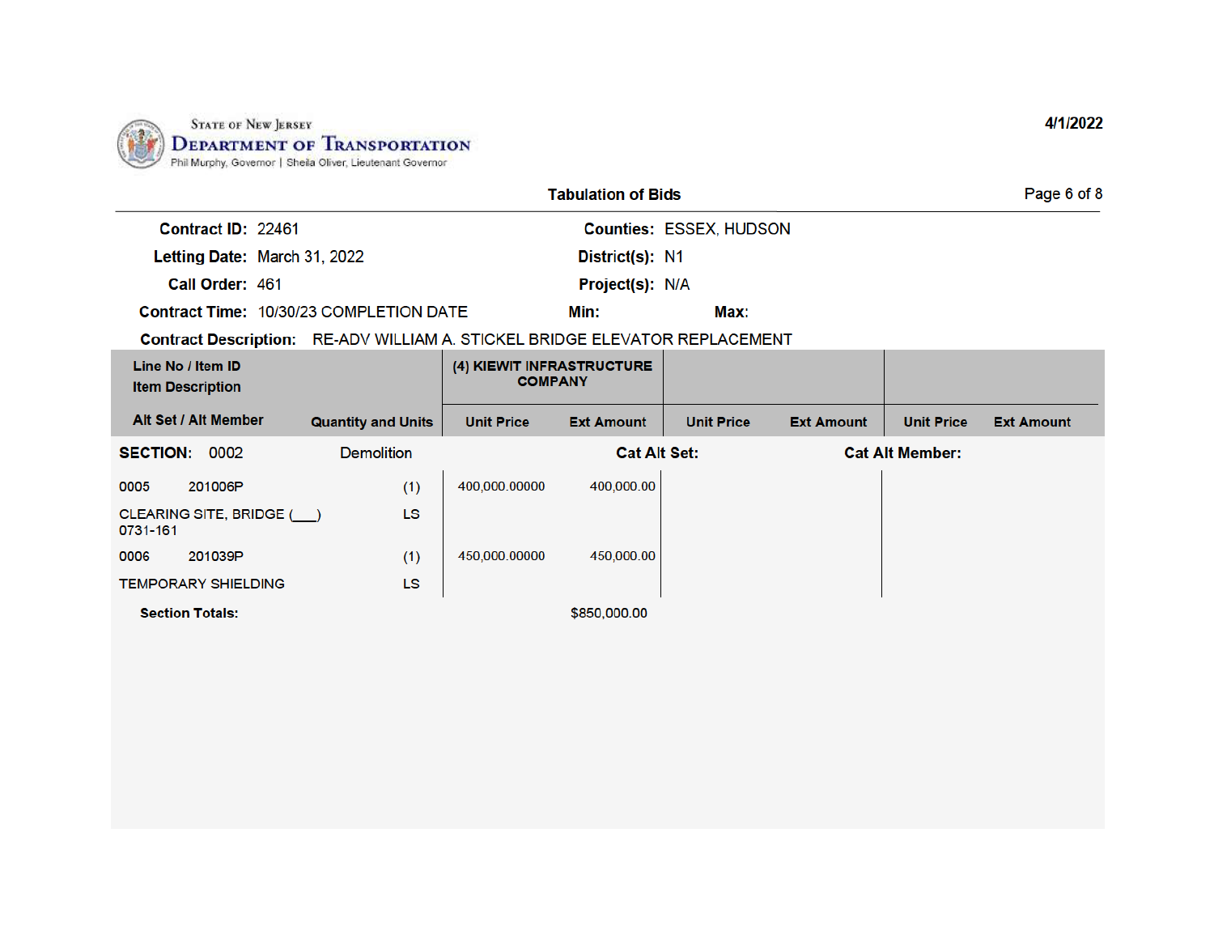State of New Jersey
**Department of Transportation**
Phil Murphy, Governor | Sheila Oliver, Lieutenant Governor

4/1/2022

## Tabulation of Bids

**Contract ID:** 22461 | **Counties:** ESSEX, HUDSON
**Letting Date:** March 31, 2022 | **District(s):** N1
**Call Order:** 461 | **Project(s):** N/A
**Contract Time:** 10/30/23 COMPLETION DATE | **Min:** | **Max:**

**Contract Description:** RE-ADV WILLIAM A. STICKEL BRIDGE ELEVATOR REPLACEMENT

| Line No / Item ID<br>Item Description<br>Alt Set / Alt Member | Quantity and Units | (4) KIEWIT INFRASTRUCTURE COMPANY | | | | | |
|---|---|---|---|---|---|---|---|
| | | Unit Price | Ext Amount | Unit Price | Ext Amount | Unit Price | Ext Amount |
| **SECTION: 0002** Demolition | | | **Cat Alt Set:** | | **Cat Alt Member:** | | |
| 0005 201006P<br>CLEARING SITE, BRIDGE (___)<br>0731-161 | (1)<br>LS | 400,000.00000 | 400,000.00 | | | | |
| 0006 201039P<br>TEMPORARY SHIELDING | (1)<br>LS | 450,000.00000 | 450,000.00 | | | | |
| **Section Totals:** | | | $850,000.00 | | | | |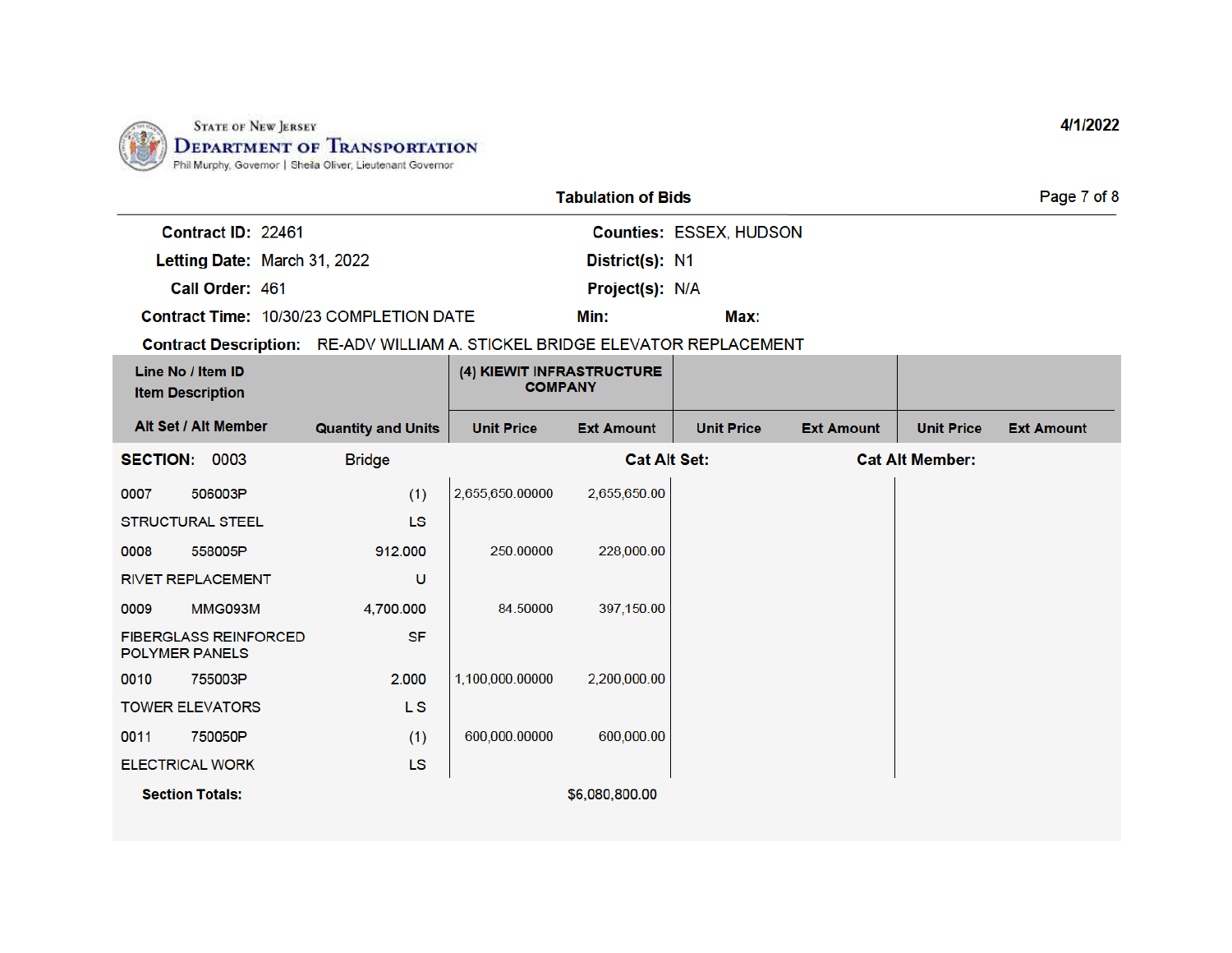STATE OF NEW JERSEY
DEPARTMENT OF TRANSPORTATION
Phil Murphy, Governor | Sheila Oliver, Lieutenant Governor

4/1/2022

## Tabulation of Bids

**Contract ID:** 22461
**Letting Date:** March 31, 2022
**Call Order:** 461
**Contract Time:** 10/30/23 COMPLETION DATE
**Counties:** ESSEX, HUDSON
**District(s):** N1
**Project(s):** N/A
**Min:**
**Max:**
**Contract Description:** RE-ADV WILLIAM A. STICKEL BRIDGE ELEVATOR REPLACEMENT

| Line No / Item ID | | | (4) KIEWIT INFRASTRUCTURE COMPANY | | | | | |
|---|---|---|---|---|---|---|---|---|
| Item Description | | | | | | | | |
| Alt Set / Alt Member | | Quantity and Units | Unit Price | Ext Amount | Unit Price | Ext Amount | Unit Price | Ext Amount |
| **SECTION:** 0003 | Bridge | | **Cat Alt Set:** | | | **Cat Alt Member:** | | |
| 0007 | 506003P | (1) | 2,655,650.00000 | 2,655,650.00 | | | | |
| STRUCTURAL STEEL | | LS | | | | | | |
| 0008 | 558005P | 912.000 | 250.00000 | 228,000.00 | | | | |
| RIVET REPLACEMENT | | U | | | | | | |
| 0009 | MMG093M | 4,700.000 | 84.50000 | 397,150.00 | | | | |
| FIBERGLASS REINFORCED POLYMER PANELS | | SF | | | | | | |
| 0010 | 755003P | 2.000 | 1,100,000.00000 | 2,200,000.00 | | | | |
| TOWER ELEVATORS | | L S | | | | | | |
| 0011 | 750050P | (1) | 600,000.00000 | 600,000.00 | | | | |
| ELECTRICAL WORK | | LS | | | | | | |
| **Section Totals:** | | | | $6,080,800.00 | | | | |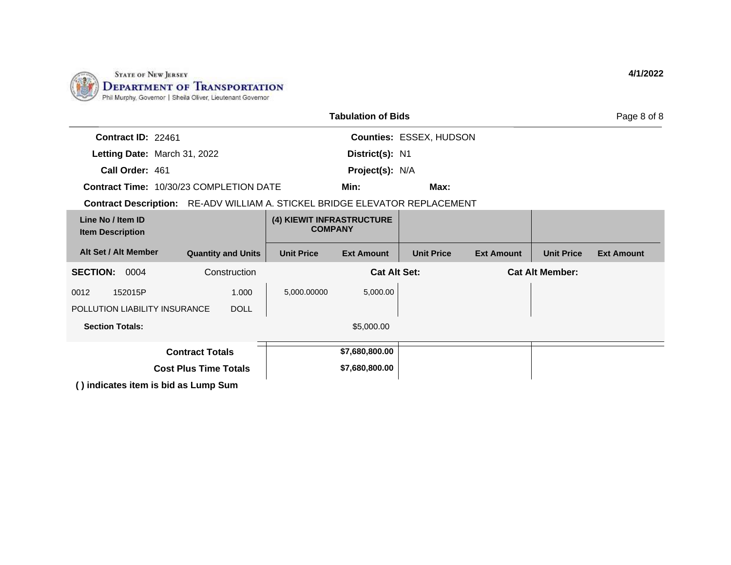STATE OF NEW JERSEY
**DEPARTMENT OF TRANSPORTATION**
Phil Murphy, Governor | Sheila Oliver, Lieutenant Governor

**4/1/2022**

**Tabulation of Bids**

**Contract ID:** 22461
**Letting Date:** March 31, 2022
**Call Order:** 461
**Contract Time:** 10/30/23 COMPLETION DATE
**Counties:** ESSEX, HUDSON
**District(s):** N1
**Project(s):** N/A
**Min:**
**Max:**
**Contract Description:** RE-ADV WILLIAM A. STICKEL BRIDGE ELEVATOR REPLACEMENT

| Line No / Item ID / Item Description | | (4) KIEWIT INFRASTRUCTURE COMPANY | | | | | |
|---|---|---|---|---|---|---|---|
| Alt Set / Alt Member | Quantity and Units | Unit Price | Ext Amount | Unit Price | Ext Amount | Unit Price | Ext Amount |
| **SECTION:** 0004 | Construction | | **Cat Alt Set:** | | **Cat Alt Member:** | | |
| 0012 152015P POLLUTION LIABILITY INSURANCE | 1.000 DOLL | 5,000.00000 | 5,000.00 | | | | |
| **Section Totals:** | | | $5,000.00 | | | | |
| **Contract Totals** | | | **$7,680,800.00** | | | | |
| **Cost Plus Time Totals** | | | **$7,680,800.00** | | | | |

**( ) indicates item is bid as Lump Sum**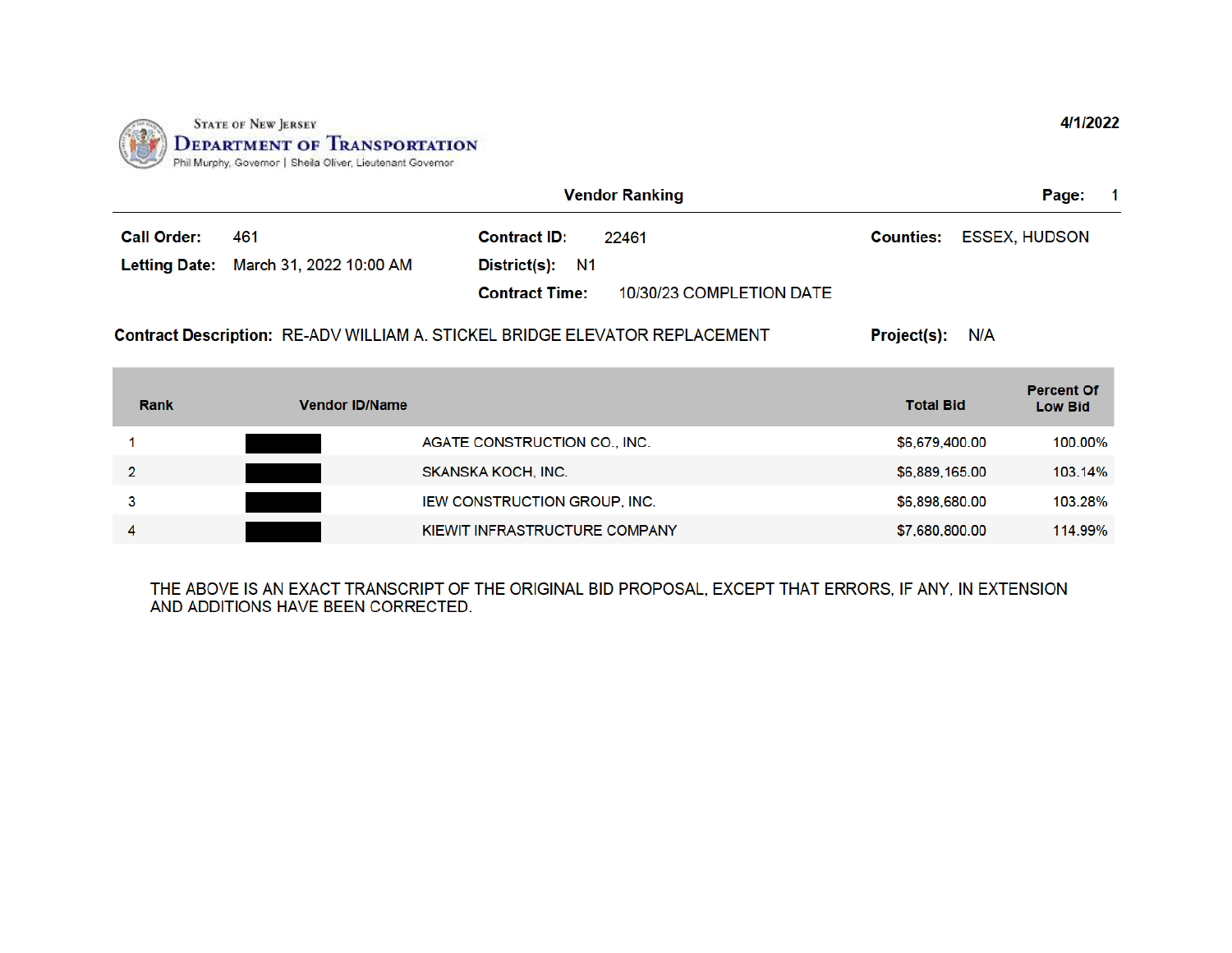State of New Jersey
**Department of Transportation**
Phil Murphy, Governor | Sheila Oliver, Lieutenant Governor

**4/1/2022**

## Vendor Ranking

**Call Order:** 461
**Letting Date:** March 31, 2022 10:00 AM

**Contract ID:** 22461
**District(s):** N1
**Contract Time:** 10/30/23 COMPLETION DATE

**Counties:** ESSEX, HUDSON

**Contract Description:** RE-ADV WILLIAM A. STICKEL BRIDGE ELEVATOR REPLACEMENT

**Project(s):** N/A

| Rank | Vendor ID/Name | | Total Bid | Percent Of Low Bid |
|---|---|---|---|---|
| 1 | | AGATE CONSTRUCTION CO., INC. | $6,679,400.00 | 100.00% |
| 2 | | SKANSKA KOCH, INC. | $6,889,165.00 | 103.14% |
| 3 | | IEW CONSTRUCTION GROUP, INC. | $6,898,680.00 | 103.28% |
| 4 | | KIEWIT INFRASTRUCTURE COMPANY | $7,680,800.00 | 114.99% |

THE ABOVE IS AN EXACT TRANSCRIPT OF THE ORIGINAL BID PROPOSAL, EXCEPT THAT ERRORS, IF ANY, IN EXTENSION AND ADDITIONS HAVE BEEN CORRECTED.